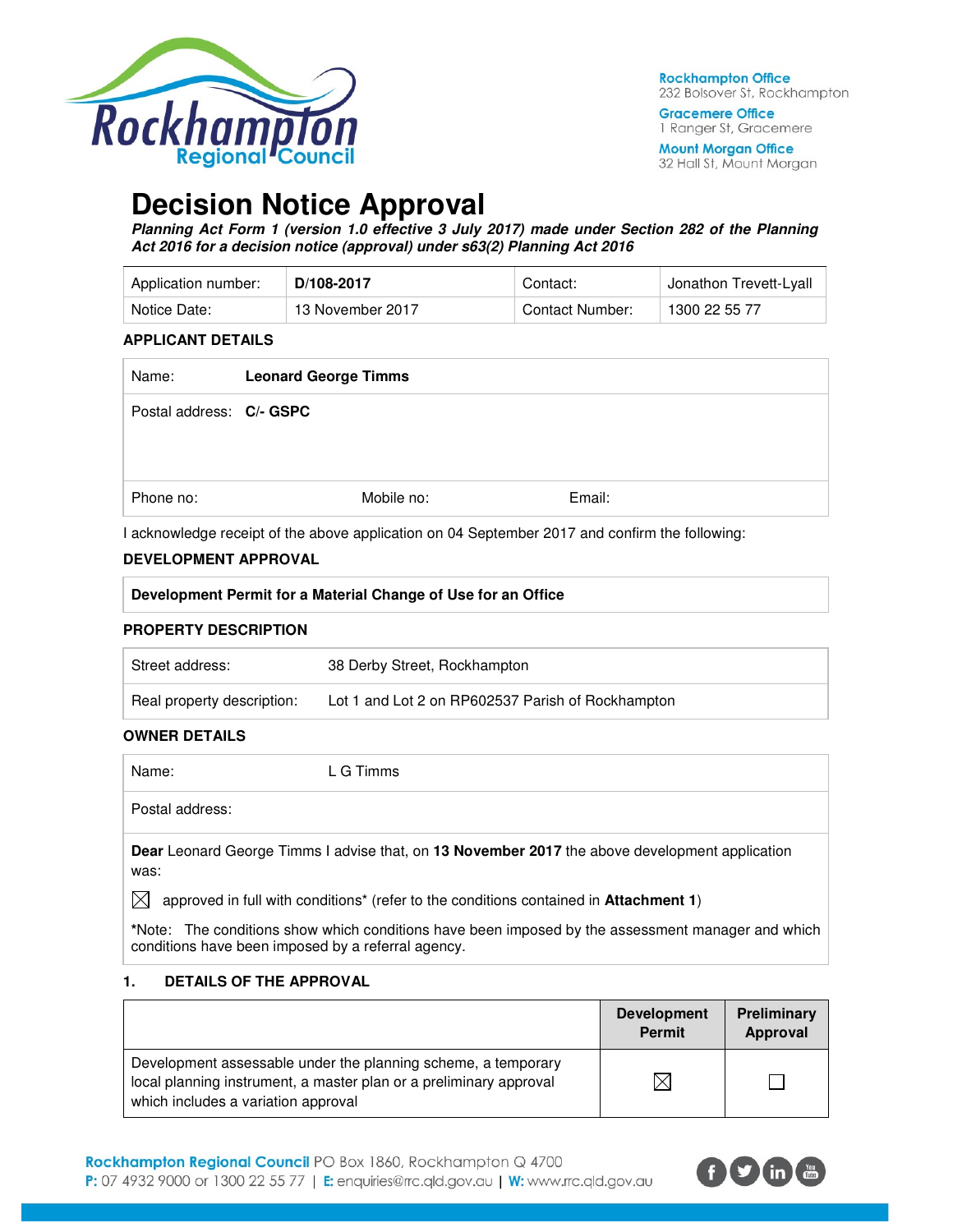# Decision Notice Approval

***Planning Act Form 1 (version 1.0 effective 3 July 2017) made under Section 282 of the Planning Act 2016 for a decision notice (approval) under s63(2) Planning Act 2016***

| Application number: | **D/108-2017** | Contact: | Jonathon Trevett-Lyall |
|---|---|---|---|
| Notice Date: | 13 November 2017 | Contact Number: | 1300 22 55 77 |

### APPLICANT DETAILS

| | | | |
|---|---|---|---|
| Name: | **Leonard George Timms** | | |
| Postal address: | **C/- GSPC** | | |
| Phone no: | Mobile no: | Email: | |

I acknowledge receipt of the above application on 04 September 2017 and confirm the following:

### DEVELOPMENT APPROVAL

**Development Permit for a Material Change of Use for an Office**

### PROPERTY DESCRIPTION

| | |
|---|---|
| Street address: | 38 Derby Street, Rockhampton |
| Real property description: | Lot 1 and Lot 2 on RP602537 Parish of Rockhampton |

### OWNER DETAILS

| | |
|---|---|
| Name: | L G Timms |
| Postal address: | |

**Dear** Leonard George Timms I advise that, on **13 November 2017** the above development application was:

☒ approved in full with conditions* (refer to the conditions contained in **Attachment 1**)

***Note:** The conditions show which conditions have been imposed by the assessment manager and which conditions have been imposed by a referral agency.

### 1. DETAILS OF THE APPROVAL

| | Development Permit | Preliminary Approval |
|---|---|---|
| Development assessable under the planning scheme, a temporary local planning instrument, a master plan or a preliminary approval which includes a variation approval | ☒ | ☐ |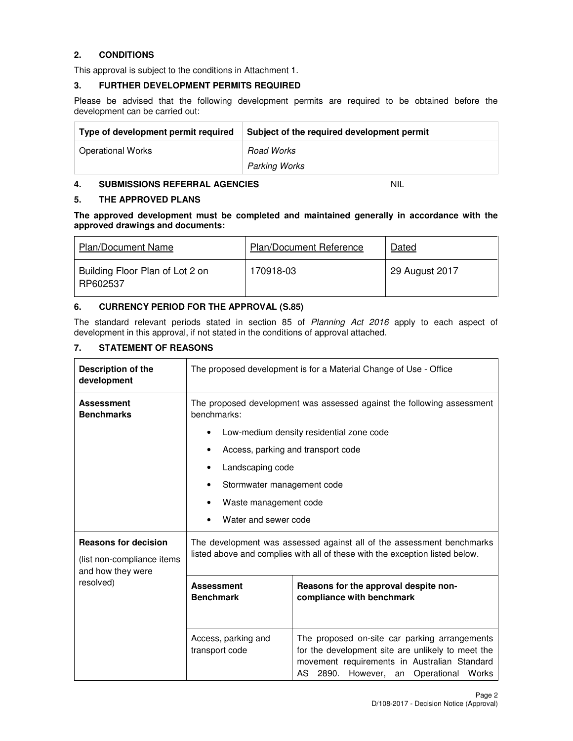## 2. CONDITIONS

This approval is subject to the conditions in Attachment 1.

## 3. FURTHER DEVELOPMENT PERMITS REQUIRED

Please be advised that the following development permits are required to be obtained before the development can be carried out:

| Type of development permit required | Subject of the required development permit |
|---|---|
| Operational Works | *Road Works*<br>*Parking Works* |

## 4. SUBMISSIONS REFERRAL AGENCIES NIL

## 5. THE APPROVED PLANS

**The approved development must be completed and maintained generally in accordance with the approved drawings and documents:**

| Plan/Document Name | Plan/Document Reference | Dated |
|---|---|---|
| Building Floor Plan of Lot 2 on RP602537 | 170918-03 | 29 August 2017 |

## 6. CURRENCY PERIOD FOR THE APPROVAL (S.85)

The standard relevant periods stated in section 85 of *Planning Act 2016* apply to each aspect of development in this approval, if not stated in the conditions of approval attached.

## 7. STATEMENT OF REASONS

| **Description of the development** | The proposed development is for a Material Change of Use - Office | |
|---|---|---|
| **Assessment Benchmarks** | The proposed development was assessed against the following assessment benchmarks:<br>• Low-medium density residential zone code<br>• Access, parking and transport code<br>• Landscaping code<br>• Stormwater management code<br>• Waste management code<br>• Water and sewer code | |
| **Reasons for decision**<br>(list non-compliance items and how they were resolved) | The development was assessed against all of the assessment benchmarks listed above and complies with all of these with the exception listed below. | |
| | **Assessment Benchmark** | **Reasons for the approval despite non-compliance with benchmark** |
| | Access, parking and transport code | The proposed on-site car parking arrangements for the development site are unlikely to meet the movement requirements in Australian Standard AS 2890. However, an Operational Works |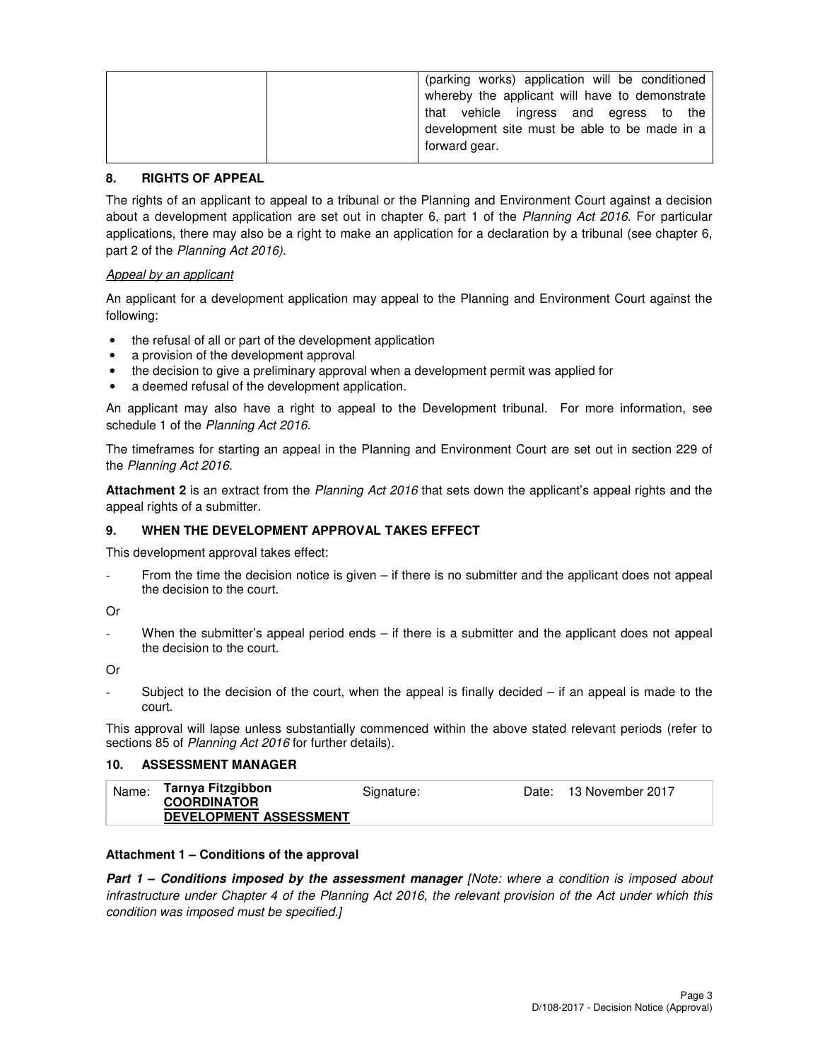| | | (parking works) application will be conditioned whereby the applicant will have to demonstrate that vehicle ingress and egress to the development site must be able to be made in a forward gear. |
|---|---|---|

## 8. RIGHTS OF APPEAL

The rights of an applicant to appeal to a tribunal or the Planning and Environment Court against a decision about a development application are set out in chapter 6, part 1 of the *Planning Act 2016*. For particular applications, there may also be a right to make an application for a declaration by a tribunal (see chapter 6, part 2 of the *Planning Act 2016).*

*Appeal by an applicant*

An applicant for a development application may appeal to the Planning and Environment Court against the following:

- the refusal of all or part of the development application
- a provision of the development approval
- the decision to give a preliminary approval when a development permit was applied for
- a deemed refusal of the development application.

An applicant may also have a right to appeal to the Development tribunal. For more information, see schedule 1 of the *Planning Act 2016*.

The timeframes for starting an appeal in the Planning and Environment Court are set out in section 229 of the *Planning Act 2016*.

**Attachment 2** is an extract from the *Planning Act 2016* that sets down the applicant's appeal rights and the appeal rights of a submitter.

## 9. WHEN THE DEVELOPMENT APPROVAL TAKES EFFECT

This development approval takes effect:

- From the time the decision notice is given – if there is no submitter and the applicant does not appeal the decision to the court.

Or

- When the submitter's appeal period ends – if there is a submitter and the applicant does not appeal the decision to the court.

Or

- Subject to the decision of the court, when the appeal is finally decided – if an appeal is made to the court.

This approval will lapse unless substantially commenced within the above stated relevant periods (refer to sections 85 of *Planning Act 2016* for further details).

## 10. ASSESSMENT MANAGER

| Name: | **Tarnya Fitzgibbon** **COORDINATOR** **DEVELOPMENT ASSESSMENT** | Signature: | Date: 13 November 2017 |
|---|---|---|---|

**Attachment 1 – Conditions of the approval**

***Part 1 – Conditions imposed by the assessment manager*** *[Note: where a condition is imposed about infrastructure under Chapter 4 of the Planning Act 2016, the relevant provision of the Act under which this condition was imposed must be specified.]*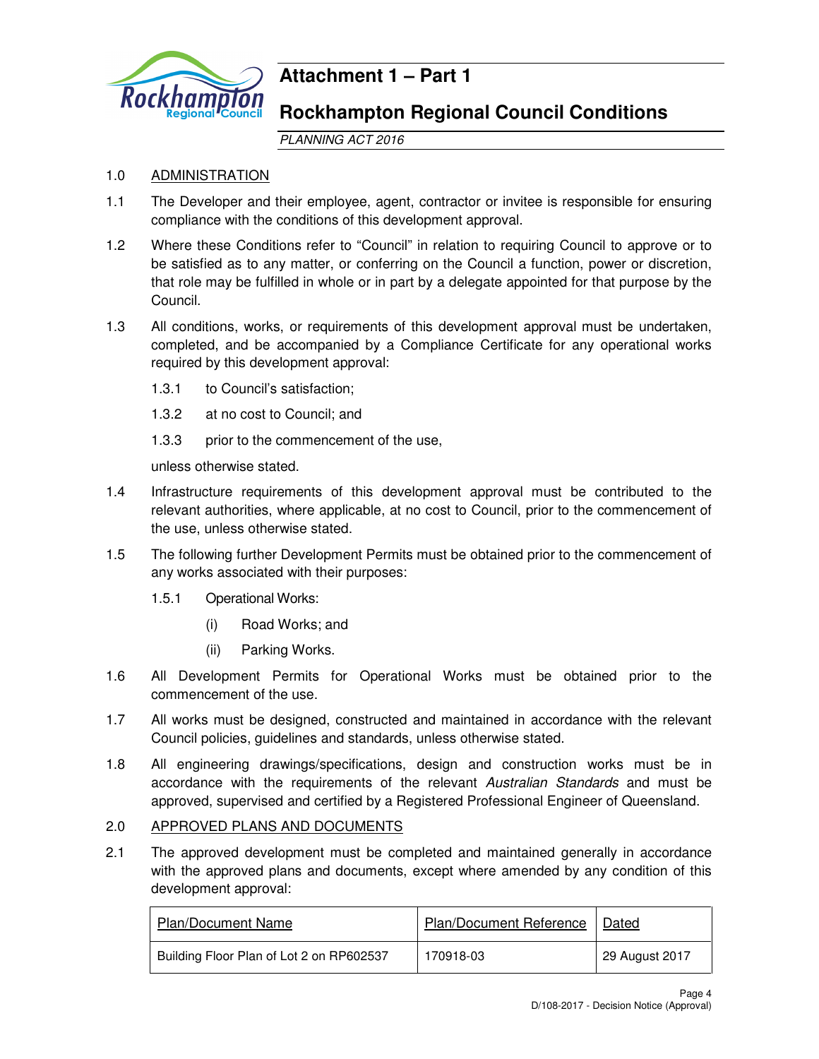# Attachment 1 – Part 1

## Rockhampton Regional Council Conditions

*PLANNING ACT 2016*

1.0 ADMINISTRATION

1.1 The Developer and their employee, agent, contractor or invitee is responsible for ensuring compliance with the conditions of this development approval.

1.2 Where these Conditions refer to "Council" in relation to requiring Council to approve or to be satisfied as to any matter, or conferring on the Council a function, power or discretion, that role may be fulfilled in whole or in part by a delegate appointed for that purpose by the Council.

1.3 All conditions, works, or requirements of this development approval must be undertaken, completed, and be accompanied by a Compliance Certificate for any operational works required by this development approval:

- 1.3.1 to Council's satisfaction;
- 1.3.2 at no cost to Council; and
- 1.3.3 prior to the commencement of the use,

unless otherwise stated.

1.4 Infrastructure requirements of this development approval must be contributed to the relevant authorities, where applicable, at no cost to Council, prior to the commencement of the use, unless otherwise stated.

1.5 The following further Development Permits must be obtained prior to the commencement of any works associated with their purposes:

- 1.5.1 Operational Works:
  - (i) Road Works; and
  - (ii) Parking Works.

1.6 All Development Permits for Operational Works must be obtained prior to the commencement of the use.

1.7 All works must be designed, constructed and maintained in accordance with the relevant Council policies, guidelines and standards, unless otherwise stated.

1.8 All engineering drawings/specifications, design and construction works must be in accordance with the requirements of the relevant *Australian Standards* and must be approved, supervised and certified by a Registered Professional Engineer of Queensland.

2.0 APPROVED PLANS AND DOCUMENTS

2.1 The approved development must be completed and maintained generally in accordance with the approved plans and documents, except where amended by any condition of this development approval:

| Plan/Document Name | Plan/Document Reference | Dated |
|---|---|---|
| Building Floor Plan of Lot 2 on RP602537 | 170918-03 | 29 August 2017 |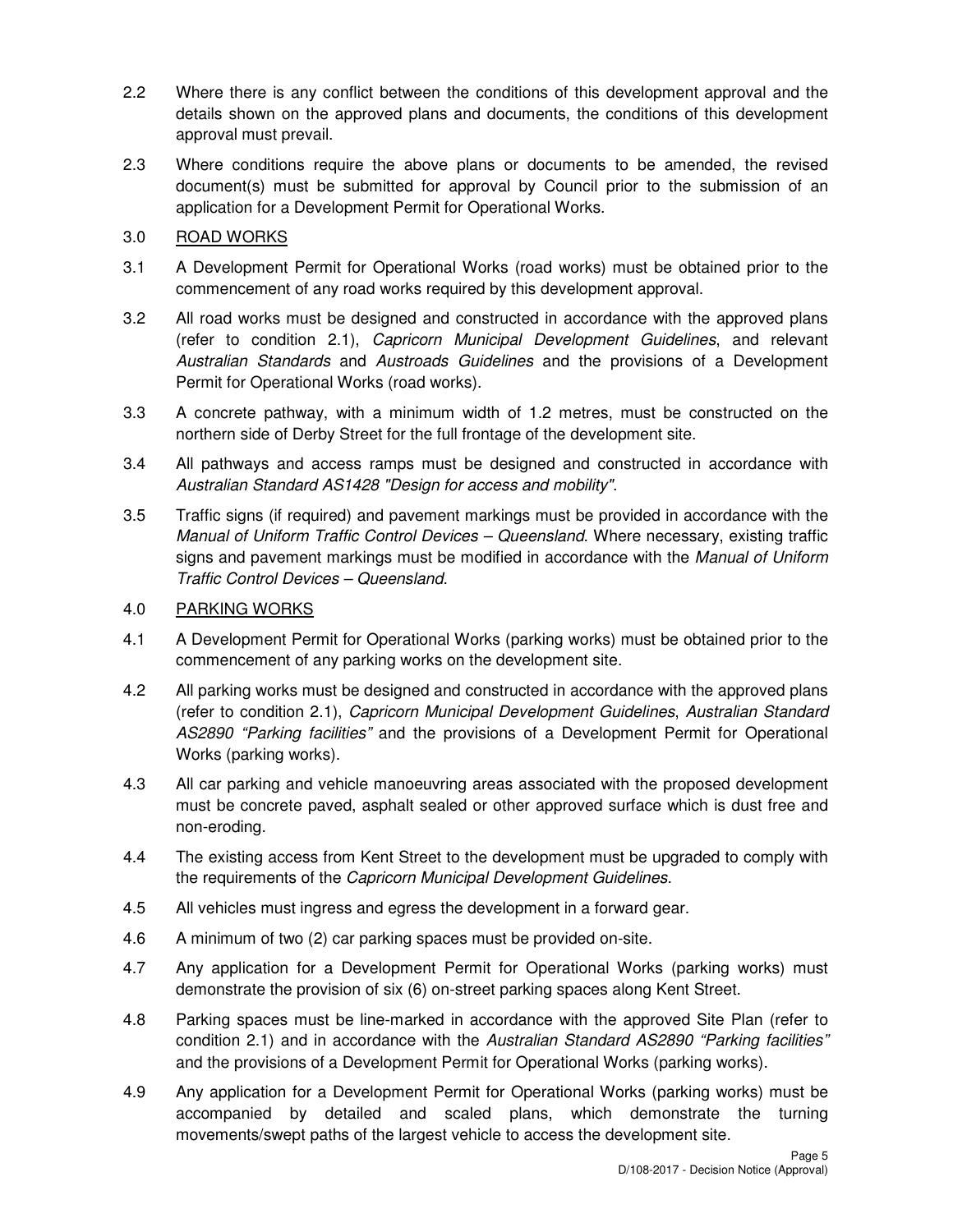2.2 Where there is any conflict between the conditions of this development approval and the details shown on the approved plans and documents, the conditions of this development approval must prevail.

2.3 Where conditions require the above plans or documents to be amended, the revised document(s) must be submitted for approval by Council prior to the submission of an application for a Development Permit for Operational Works.

3.0 ROAD WORKS

3.1 A Development Permit for Operational Works (road works) must be obtained prior to the commencement of any road works required by this development approval.

3.2 All road works must be designed and constructed in accordance with the approved plans (refer to condition 2.1), *Capricorn Municipal Development Guidelines*, and relevant *Australian Standards* and *Austroads Guidelines* and the provisions of a Development Permit for Operational Works (road works).

3.3 A concrete pathway, with a minimum width of 1.2 metres, must be constructed on the northern side of Derby Street for the full frontage of the development site.

3.4 All pathways and access ramps must be designed and constructed in accordance with *Australian Standard AS1428 "Design for access and mobility"*.

3.5 Traffic signs (if required) and pavement markings must be provided in accordance with the *Manual of Uniform Traffic Control Devices – Queensland*. Where necessary, existing traffic signs and pavement markings must be modified in accordance with the *Manual of Uniform Traffic Control Devices – Queensland*.

4.0 PARKING WORKS

4.1 A Development Permit for Operational Works (parking works) must be obtained prior to the commencement of any parking works on the development site.

4.2 All parking works must be designed and constructed in accordance with the approved plans (refer to condition 2.1), *Capricorn Municipal Development Guidelines*, *Australian Standard AS2890 "Parking facilities"* and the provisions of a Development Permit for Operational Works (parking works).

4.3 All car parking and vehicle manoeuvring areas associated with the proposed development must be concrete paved, asphalt sealed or other approved surface which is dust free and non-eroding.

4.4 The existing access from Kent Street to the development must be upgraded to comply with the requirements of the *Capricorn Municipal Development Guidelines*.

4.5 All vehicles must ingress and egress the development in a forward gear.

4.6 A minimum of two (2) car parking spaces must be provided on-site.

4.7 Any application for a Development Permit for Operational Works (parking works) must demonstrate the provision of six (6) on-street parking spaces along Kent Street.

4.8 Parking spaces must be line-marked in accordance with the approved Site Plan (refer to condition 2.1) and in accordance with the *Australian Standard AS2890 "Parking facilities"* and the provisions of a Development Permit for Operational Works (parking works).

4.9 Any application for a Development Permit for Operational Works (parking works) must be accompanied by detailed and scaled plans, which demonstrate the turning movements/swept paths of the largest vehicle to access the development site.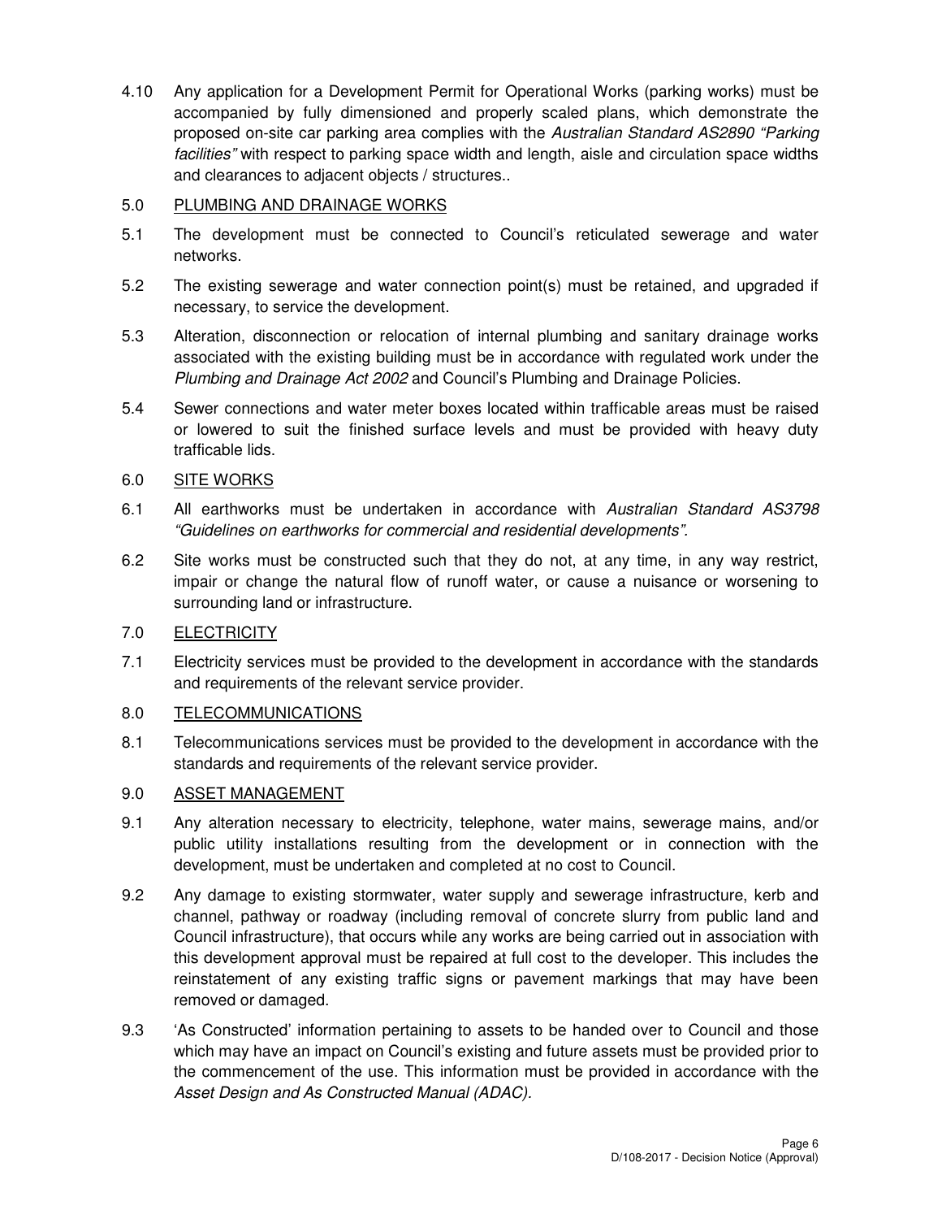4.10 Any application for a Development Permit for Operational Works (parking works) must be accompanied by fully dimensioned and properly scaled plans, which demonstrate the proposed on-site car parking area complies with the *Australian Standard AS2890 "Parking facilities"* with respect to parking space width and length, aisle and circulation space widths and clearances to adjacent objects / structures..

5.0 <u>PLUMBING AND DRAINAGE WORKS</u>

5.1 The development must be connected to Council's reticulated sewerage and water networks.

5.2 The existing sewerage and water connection point(s) must be retained, and upgraded if necessary, to service the development.

5.3 Alteration, disconnection or relocation of internal plumbing and sanitary drainage works associated with the existing building must be in accordance with regulated work under the *Plumbing and Drainage Act 2002* and Council's Plumbing and Drainage Policies.

5.4 Sewer connections and water meter boxes located within trafficable areas must be raised or lowered to suit the finished surface levels and must be provided with heavy duty trafficable lids.

6.0 <u>SITE WORKS</u>

6.1 All earthworks must be undertaken in accordance with *Australian Standard AS3798 "Guidelines on earthworks for commercial and residential developments".*

6.2 Site works must be constructed such that they do not, at any time, in any way restrict, impair or change the natural flow of runoff water, or cause a nuisance or worsening to surrounding land or infrastructure.

7.0 <u>ELECTRICITY</u>

7.1 Electricity services must be provided to the development in accordance with the standards and requirements of the relevant service provider.

8.0 <u>TELECOMMUNICATIONS</u>

8.1 Telecommunications services must be provided to the development in accordance with the standards and requirements of the relevant service provider.

9.0 <u>ASSET MANAGEMENT</u>

9.1 Any alteration necessary to electricity, telephone, water mains, sewerage mains, and/or public utility installations resulting from the development or in connection with the development, must be undertaken and completed at no cost to Council.

9.2 Any damage to existing stormwater, water supply and sewerage infrastructure, kerb and channel, pathway or roadway (including removal of concrete slurry from public land and Council infrastructure), that occurs while any works are being carried out in association with this development approval must be repaired at full cost to the developer. This includes the reinstatement of any existing traffic signs or pavement markings that may have been removed or damaged.

9.3 'As Constructed' information pertaining to assets to be handed over to Council and those which may have an impact on Council's existing and future assets must be provided prior to the commencement of the use. This information must be provided in accordance with the *Asset Design and As Constructed Manual (ADAC).*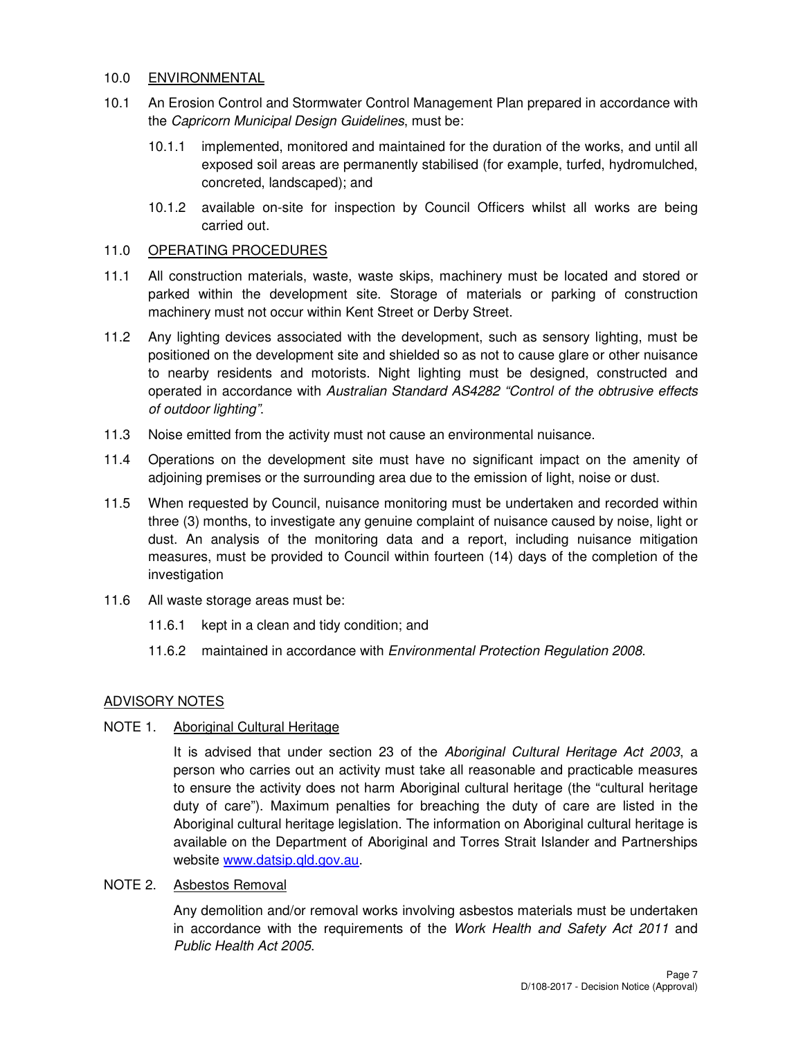## 10.0 ENVIRONMENTAL

10.1 An Erosion Control and Stormwater Control Management Plan prepared in accordance with the *Capricorn Municipal Design Guidelines*, must be:

- 10.1.1 implemented, monitored and maintained for the duration of the works, and until all exposed soil areas are permanently stabilised (for example, turfed, hydromulched, concreted, landscaped); and
- 10.1.2 available on-site for inspection by Council Officers whilst all works are being carried out.

## 11.0 OPERATING PROCEDURES

11.1 All construction materials, waste, waste skips, machinery must be located and stored or parked within the development site. Storage of materials or parking of construction machinery must not occur within Kent Street or Derby Street.

11.2 Any lighting devices associated with the development, such as sensory lighting, must be positioned on the development site and shielded so as not to cause glare or other nuisance to nearby residents and motorists. Night lighting must be designed, constructed and operated in accordance with *Australian Standard AS4282 "Control of the obtrusive effects of outdoor lighting"*.

11.3 Noise emitted from the activity must not cause an environmental nuisance.

11.4 Operations on the development site must have no significant impact on the amenity of adjoining premises or the surrounding area due to the emission of light, noise or dust.

11.5 When requested by Council, nuisance monitoring must be undertaken and recorded within three (3) months, to investigate any genuine complaint of nuisance caused by noise, light or dust. An analysis of the monitoring data and a report, including nuisance mitigation measures, must be provided to Council within fourteen (14) days of the completion of the investigation

11.6 All waste storage areas must be:

- 11.6.1 kept in a clean and tidy condition; and
- 11.6.2 maintained in accordance with *Environmental Protection Regulation 2008*.

## ADVISORY NOTES

### NOTE 1. Aboriginal Cultural Heritage

It is advised that under section 23 of the *Aboriginal Cultural Heritage Act 2003*, a person who carries out an activity must take all reasonable and practicable measures to ensure the activity does not harm Aboriginal cultural heritage (the "cultural heritage duty of care"). Maximum penalties for breaching the duty of care are listed in the Aboriginal cultural heritage legislation. The information on Aboriginal cultural heritage is available on the Department of Aboriginal and Torres Strait Islander and Partnerships website www.datsip.qld.gov.au.

### NOTE 2. Asbestos Removal

Any demolition and/or removal works involving asbestos materials must be undertaken in accordance with the requirements of the *Work Health and Safety Act 2011* and *Public Health Act 2005*.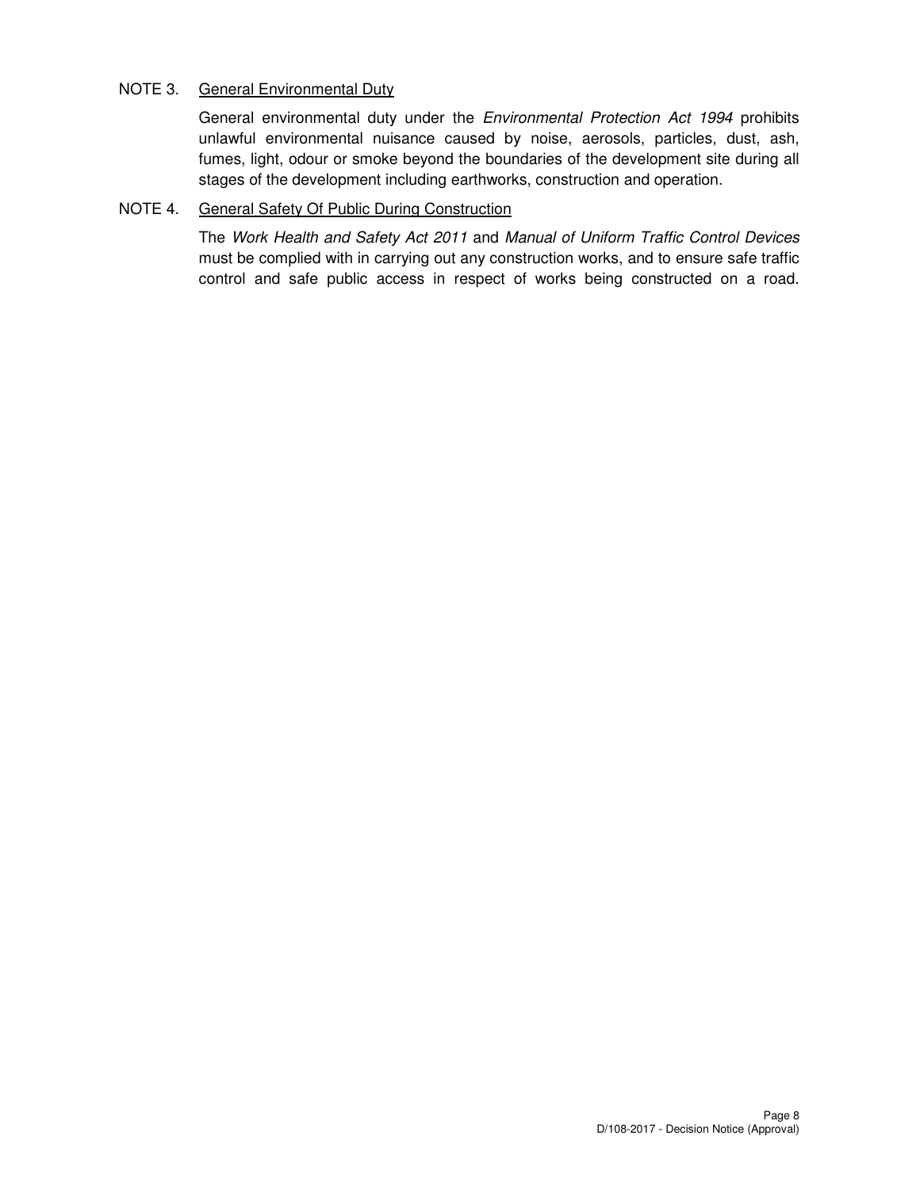NOTE 3. <u>General Environmental Duty</u>

General environmental duty under the *Environmental Protection Act 1994* prohibits unlawful environmental nuisance caused by noise, aerosols, particles, dust, ash, fumes, light, odour or smoke beyond the boundaries of the development site during all stages of the development including earthworks, construction and operation.

NOTE 4. <u>General Safety Of Public During Construction</u>

The *Work Health and Safety Act 2011* and *Manual of Uniform Traffic Control Devices* must be complied with in carrying out any construction works, and to ensure safe traffic control and safe public access in respect of works being constructed on a road.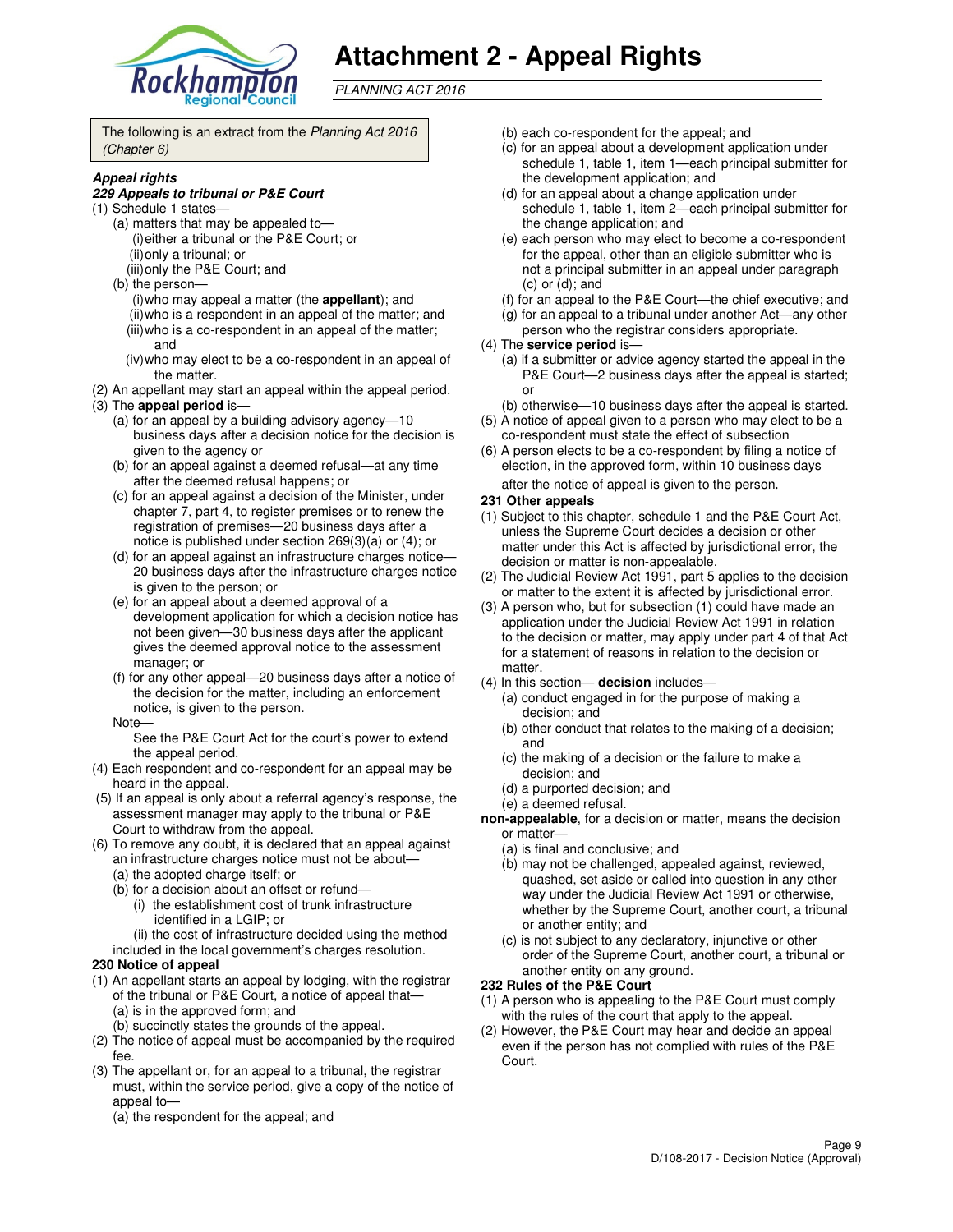# Attachment 2 - Appeal Rights

*PLANNING ACT 2016*

The following is an extract from the *Planning Act 2016 (Chapter 6)*

***Appeal rights***

***229 Appeals to tribunal or P&E Court***

(1) Schedule 1 states—

(a) matters that may be appealed to—

(i) either a tribunal or the P&E Court; or

(ii) only a tribunal; or

(iii) only the P&E Court; and

(b) the person—

(i) who may appeal a matter (the **appellant**); and

(ii) who is a respondent in an appeal of the matter; and

(iii) who is a co-respondent in an appeal of the matter; and

(iv) who may elect to be a co-respondent in an appeal of the matter.

(2) An appellant may start an appeal within the appeal period.

(3) The **appeal period** is—

(a) for an appeal by a building advisory agency—10 business days after a decision notice for the decision is given to the agency or

(b) for an appeal against a deemed refusal—at any time after the deemed refusal happens; or

(c) for an appeal against a decision of the Minister, under chapter 7, part 4, to register premises or to renew the registration of premises—20 business days after a notice is published under section 269(3)(a) or (4); or

(d) for an appeal against an infrastructure charges notice—20 business days after the infrastructure charges notice is given to the person; or

(e) for an appeal about a deemed approval of a development application for which a decision notice has not been given—30 business days after the applicant gives the deemed approval notice to the assessment manager; or

(f) for any other appeal—20 business days after a notice of the decision for the matter, including an enforcement notice, is given to the person.

Note—

See the P&E Court Act for the court's power to extend the appeal period.

(4) Each respondent and co-respondent for an appeal may be heard in the appeal.

(5) If an appeal is only about a referral agency's response, the assessment manager may apply to the tribunal or P&E Court to withdraw from the appeal.

(6) To remove any doubt, it is declared that an appeal against an infrastructure charges notice must not be about—

(a) the adopted charge itself; or

(b) for a decision about an offset or refund—

(i) the establishment cost of trunk infrastructure identified in a LGIP; or

(ii) the cost of infrastructure decided using the method included in the local government's charges resolution.

**230 Notice of appeal**

(1) An appellant starts an appeal by lodging, with the registrar of the tribunal or P&E Court, a notice of appeal that—

(a) is in the approved form; and

(b) succinctly states the grounds of the appeal.

(2) The notice of appeal must be accompanied by the required fee.

(3) The appellant or, for an appeal to a tribunal, the registrar must, within the service period, give a copy of the notice of appeal to—

(a) the respondent for the appeal; and

(b) each co-respondent for the appeal; and

(c) for an appeal about a development application under schedule 1, table 1, item 1—each principal submitter for the development application; and

(d) for an appeal about a change application under schedule 1, table 1, item 2—each principal submitter for the change application; and

(e) each person who may elect to become a co-respondent for the appeal, other than an eligible submitter who is not a principal submitter in an appeal under paragraph (c) or (d); and

(f) for an appeal to the P&E Court—the chief executive; and

(g) for an appeal to a tribunal under another Act—any other person who the registrar considers appropriate.

(4) The **service period** is—

(a) if a submitter or advice agency started the appeal in the P&E Court—2 business days after the appeal is started; or

(b) otherwise—10 business days after the appeal is started.

(5) A notice of appeal given to a person who may elect to be a co-respondent must state the effect of subsection

(6) A person elects to be a co-respondent by filing a notice of election, in the approved form, within 10 business days after the notice of appeal is given to the person.

**231 Other appeals**

(1) Subject to this chapter, schedule 1 and the P&E Court Act, unless the Supreme Court decides a decision or other matter under this Act is affected by jurisdictional error, the decision or matter is non-appealable.

(2) The Judicial Review Act 1991, part 5 applies to the decision or matter to the extent it is affected by jurisdictional error.

(3) A person who, but for subsection (1) could have made an application under the Judicial Review Act 1991 in relation to the decision or matter, may apply under part 4 of that Act for a statement of reasons in relation to the decision or matter.

(4) In this section— **decision** includes—

(a) conduct engaged in for the purpose of making a decision; and

(b) other conduct that relates to the making of a decision; and

(c) the making of a decision or the failure to make a decision; and

(d) a purported decision; and

(e) a deemed refusal.

**non-appealable**, for a decision or matter, means the decision or matter—

(a) is final and conclusive; and

(b) may not be challenged, appealed against, reviewed, quashed, set aside or called into question in any other way under the Judicial Review Act 1991 or otherwise, whether by the Supreme Court, another court, a tribunal or another entity; and

(c) is not subject to any declaratory, injunctive or other order of the Supreme Court, another court, a tribunal or another entity on any ground.

**232 Rules of the P&E Court**

(1) A person who is appealing to the P&E Court must comply with the rules of the court that apply to the appeal.

(2) However, the P&E Court may hear and decide an appeal even if the person has not complied with rules of the P&E Court.

D/108-2017 - Decision Notice (Approval)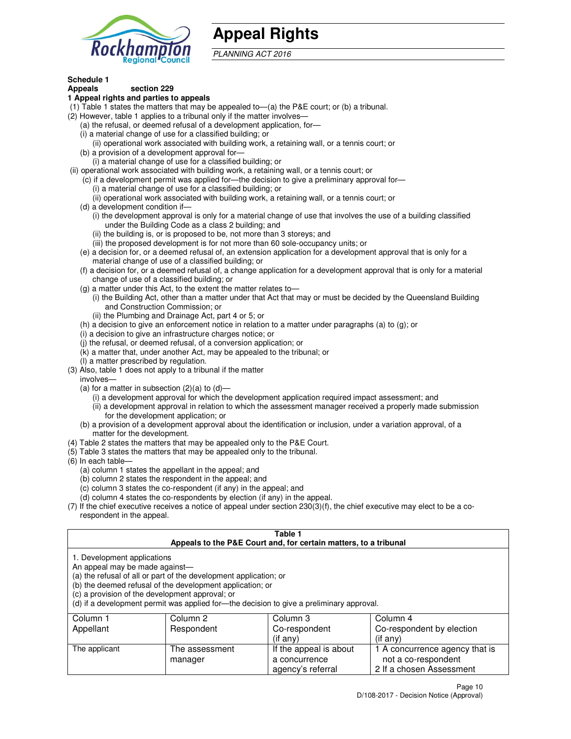# Appeal Rights

*PLANNING ACT 2016*

**Schedule 1**

**Appeals section 229**

**1 Appeal rights and parties to appeals**

(1) Table 1 states the matters that may be appealed to—(a) the P&E court; or (b) a tribunal.

(2) However, table 1 applies to a tribunal only if the matter involves—

(a) the refusal, or deemed refusal of a development application, for—

(i) a material change of use for a classified building; or

(ii) operational work associated with building work, a retaining wall, or a tennis court; or

(b) a provision of a development approval for—

(i) a material change of use for a classified building; or

(ii) operational work associated with building work, a retaining wall, or a tennis court; or

(c) if a development permit was applied for—the decision to give a preliminary approval for—

(i) a material change of use for a classified building; or

(ii) operational work associated with building work, a retaining wall, or a tennis court; or

(d) a development condition if—

(i) the development approval is only for a material change of use that involves the use of a building classified under the Building Code as a class 2 building; and

(ii) the building is, or is proposed to be, not more than 3 storeys; and

(iii) the proposed development is for not more than 60 sole-occupancy units; or

(e) a decision for, or a deemed refusal of, an extension application for a development approval that is only for a material change of use of a classified building; or

(f) a decision for, or a deemed refusal of, a change application for a development approval that is only for a material change of use of a classified building; or

(g) a matter under this Act, to the extent the matter relates to—

(i) the Building Act, other than a matter under that Act that may or must be decided by the Queensland Building and Construction Commission; or

(ii) the Plumbing and Drainage Act, part 4 or 5; or

(h) a decision to give an enforcement notice in relation to a matter under paragraphs (a) to (g); or

(i) a decision to give an infrastructure charges notice; or

(j) the refusal, or deemed refusal, of a conversion application; or

(k) a matter that, under another Act, may be appealed to the tribunal; or

(l) a matter prescribed by regulation.

(3) Also, table 1 does not apply to a tribunal if the matter involves—

(a) for a matter in subsection (2)(a) to (d)—

(i) a development approval for which the development application required impact assessment; and

(ii) a development approval in relation to which the assessment manager received a properly made submission for the development application; or

(b) a provision of a development approval about the identification or inclusion, under a variation approval, of a matter for the development.

(4) Table 2 states the matters that may be appealed only to the P&E Court.

(5) Table 3 states the matters that may be appealed only to the tribunal.

(6) In each table—

(a) column 1 states the appellant in the appeal; and

(b) column 2 states the respondent in the appeal; and

(c) column 3 states the co-respondent (if any) in the appeal; and

(d) column 4 states the co-respondents by election (if any) in the appeal.

(7) If the chief executive receives a notice of appeal under section 230(3)(f), the chief executive may elect to be a co-respondent in the appeal.

**Table 1**
**Appeals to the P&E Court and, for certain matters, to a tribunal**

1. Development applications

An appeal may be made against—

(a) the refusal of all or part of the development application; or

(b) the deemed refusal of the development application; or

(c) a provision of the development approval; or

(d) if a development permit was applied for—the decision to give a preliminary approval.

| Column 1<br>Appellant | Column 2<br>Respondent | Column 3<br>Co-respondent<br>(if any) | Column 4<br>Co-respondent by election<br>(if any) |
|---|---|---|---|
| The applicant | The assessment manager | If the appeal is about a concurrence agency's referral | 1 A concurrence agency that is not a co-respondent<br>2 If a chosen Assessment |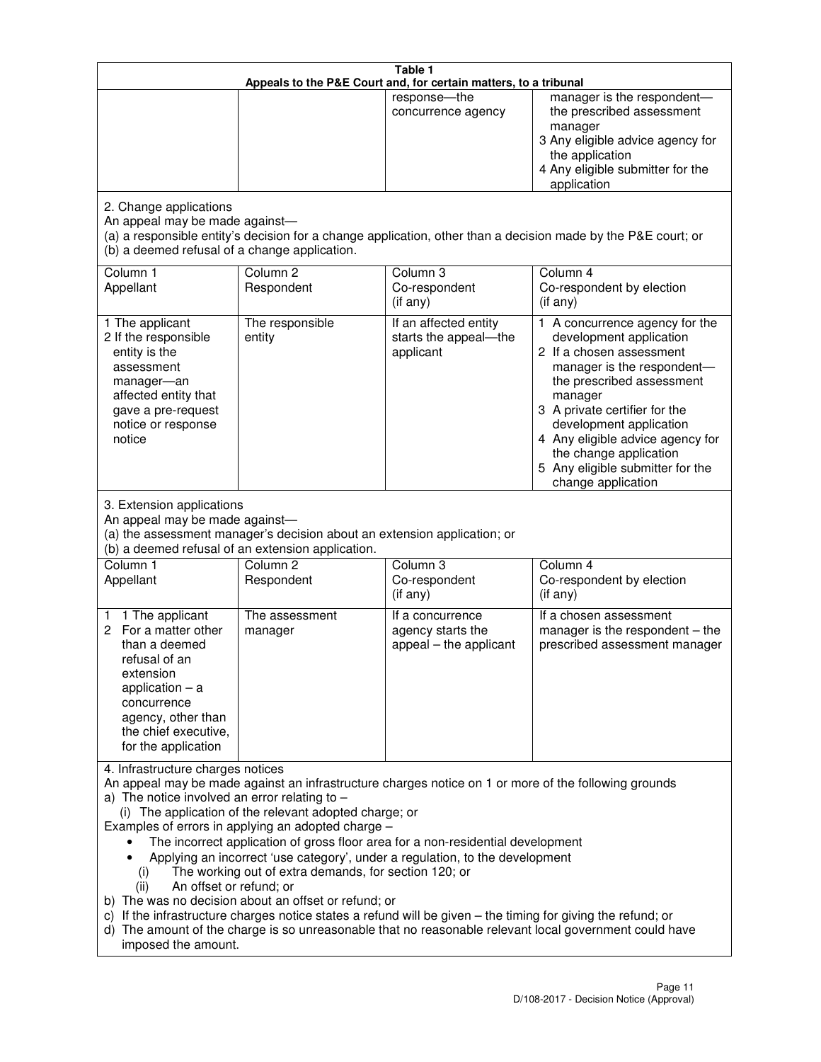**Table 1**
**Appeals to the P&E Court and, for certain matters, to a tribunal**

| | | | |
|---|---|---|---|
| | | response—the concurrence agency | manager is the respondent—the prescribed assessment manager<br>3 Any eligible advice agency for the application<br>4 Any eligible submitter for the application |

2. Change applications

An appeal may be made against—

(a) a responsible entity's decision for a change application, other than a decision made by the P&E court; or

(b) a deemed refusal of a change application.

| Column 1<br>Appellant | Column 2<br>Respondent | Column 3<br>Co-respondent<br>(if any) | Column 4<br>Co-respondent by election<br>(if any) |
|---|---|---|---|
| 1 The applicant<br>2 If the responsible entity is the assessment manager—an affected entity that gave a pre-request notice or response notice | The responsible entity | If an affected entity starts the appeal—the applicant | 1 A concurrence agency for the development application<br>2 If a chosen assessment manager is the respondent—the prescribed assessment manager<br>3 A private certifier for the development application<br>4 Any eligible advice agency for the change application<br>5 Any eligible submitter for the change application |

3. Extension applications

An appeal may be made against—

(a) the assessment manager's decision about an extension application; or

(b) a deemed refusal of an extension application.

| Column 1<br>Appellant | Column 2<br>Respondent | Column 3<br>Co-respondent<br>(if any) | Column 4<br>Co-respondent by election<br>(if any) |
|---|---|---|---|
| 1 1 The applicant<br>2 For a matter other than a deemed refusal of an extension application – a concurrence agency, other than the chief executive, for the application | The assessment manager | If a concurrence agency starts the appeal – the applicant | If a chosen assessment manager is the respondent – the prescribed assessment manager |

4. Infrastructure charges notices

An appeal may be made against an infrastructure charges notice on 1 or more of the following grounds

a) The notice involved an error relating to –

(i) The application of the relevant adopted charge; or

Examples of errors in applying an adopted charge –

- The incorrect application of gross floor area for a non-residential development
- Applying an incorrect 'use category', under a regulation, to the development

(i) The working out of extra demands, for section 120; or

(ii) An offset or refund; or

b) The was no decision about an offset or refund; or

c) If the infrastructure charges notice states a refund will be given – the timing for giving the refund; or

d) The amount of the charge is so unreasonable that no reasonable relevant local government could have imposed the amount.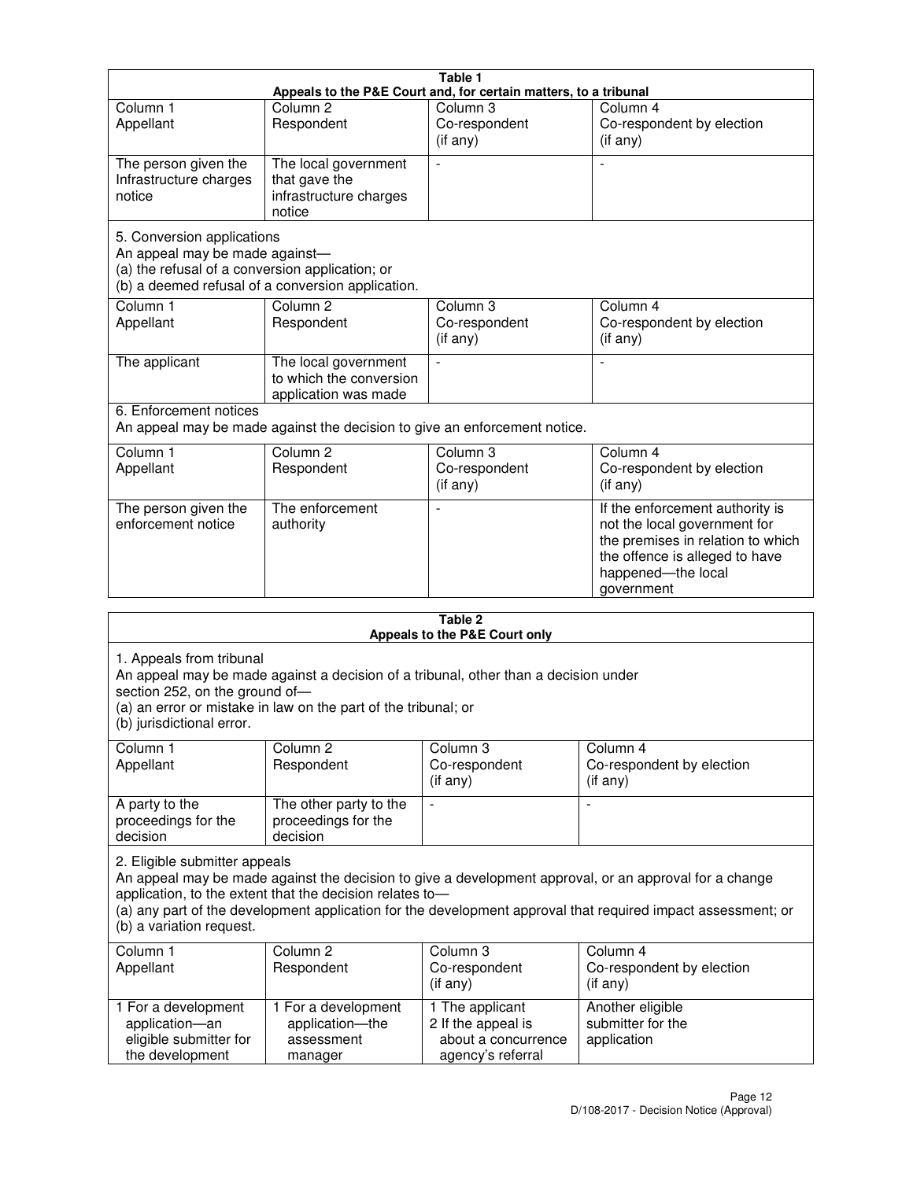**Table 1**
**Appeals to the P&E Court and, for certain matters, to a tribunal**

| Column 1<br>Appellant | Column 2<br>Respondent | Column 3<br>Co-respondent<br>(if any) | Column 4<br>Co-respondent by election<br>(if any) |
|---|---|---|---|
| The person given the Infrastructure charges notice | The local government that gave the infrastructure charges notice | - | - |

5. Conversion applications
An appeal may be made against—
(a) the refusal of a conversion application; or
(b) a deemed refusal of a conversion application.

| Column 1<br>Appellant | Column 2<br>Respondent | Column 3<br>Co-respondent<br>(if any) | Column 4<br>Co-respondent by election<br>(if any) |
|---|---|---|---|
| The applicant | The local government to which the conversion application was made | - | - |

6. Enforcement notices
An appeal may be made against the decision to give an enforcement notice.

| Column 1<br>Appellant | Column 2<br>Respondent | Column 3<br>Co-respondent<br>(if any) | Column 4<br>Co-respondent by election<br>(if any) |
|---|---|---|---|
| The person given the enforcement notice | The enforcement authority | - | If the enforcement authority is not the local government for the premises in relation to which the offence is alleged to have happened—the local government |

**Table 2**
**Appeals to the P&E Court only**

1. Appeals from tribunal
An appeal may be made against a decision of a tribunal, other than a decision under section 252, on the ground of—
(a) an error or mistake in law on the part of the tribunal; or
(b) jurisdictional error.

| Column 1<br>Appellant | Column 2<br>Respondent | Column 3<br>Co-respondent<br>(if any) | Column 4<br>Co-respondent by election<br>(if any) |
|---|---|---|---|
| A party to the proceedings for the decision | The other party to the proceedings for the decision | - | - |

2. Eligible submitter appeals
An appeal may be made against the decision to give a development approval, or an approval for a change application, to the extent that the decision relates to—
(a) any part of the development application for the development approval that required impact assessment; or
(b) a variation request.

| Column 1<br>Appellant | Column 2<br>Respondent | Column 3<br>Co-respondent<br>(if any) | Column 4<br>Co-respondent by election<br>(if any) |
|---|---|---|---|
| 1 For a development application—an eligible submitter for the development | 1 For a development application—the assessment manager | 1 The applicant<br>2 If the appeal is about a concurrence agency's referral | Another eligible submitter for the application |

D/108-2017 - Decision Notice (Approval)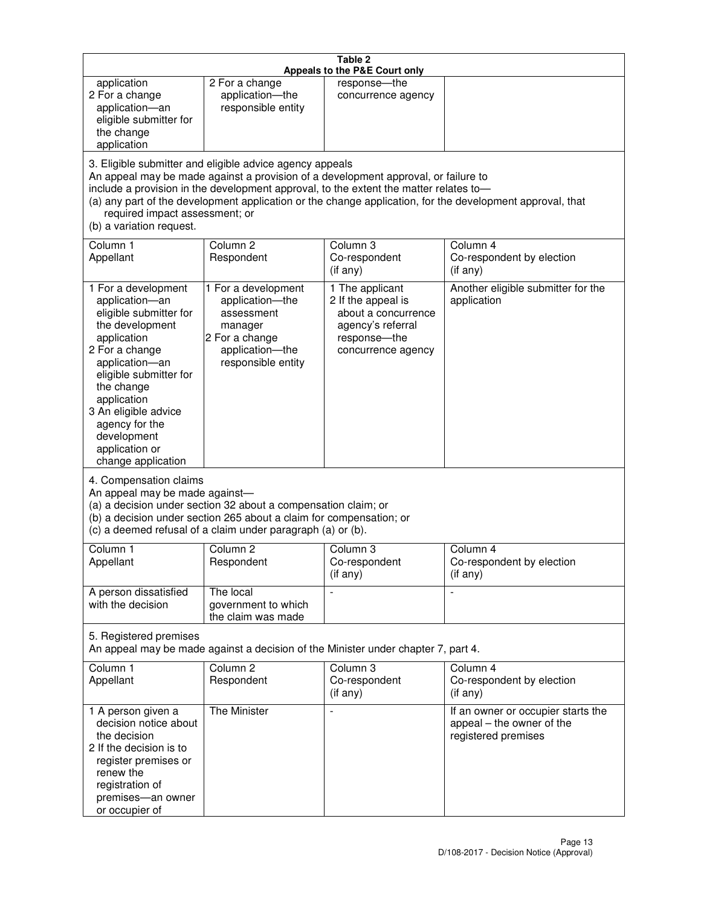**Table 2**
**Appeals to the P&E Court only**

| | | | |
|---|---|---|---|
| application<br>2 For a change application—an eligible submitter for the change application | 2 For a change application—the responsible entity | response—the concurrence agency | |

3. Eligible submitter and eligible advice agency appeals

An appeal may be made against a provision of a development approval, or failure to include a provision in the development approval, to the extent the matter relates to—

(a) any part of the development application or the change application, for the development approval, that required impact assessment; or

(b) a variation request.

| Column 1<br>Appellant | Column 2<br>Respondent | Column 3<br>Co-respondent<br>(if any) | Column 4<br>Co-respondent by election<br>(if any) |
|---|---|---|---|
| 1 For a development application—an eligible submitter for the development application<br>2 For a change application—an eligible submitter for the change application<br>3 An eligible advice agency for the development application or change application | 1 For a development application—the assessment manager<br>2 For a change application—the responsible entity | 1 The applicant<br>2 If the appeal is about a concurrence agency's referral response—the concurrence agency | Another eligible submitter for the application |

4. Compensation claims

An appeal may be made against—

(a) a decision under section 32 about a compensation claim; or

(b) a decision under section 265 about a claim for compensation; or

(c) a deemed refusal of a claim under paragraph (a) or (b).

| Column 1<br>Appellant | Column 2<br>Respondent | Column 3<br>Co-respondent<br>(if any) | Column 4<br>Co-respondent by election<br>(if any) |
|---|---|---|---|
| A person dissatisfied with the decision | The local government to which the claim was made | - | - |

5. Registered premises

An appeal may be made against a decision of the Minister under chapter 7, part 4.

| Column 1<br>Appellant | Column 2<br>Respondent | Column 3<br>Co-respondent<br>(if any) | Column 4<br>Co-respondent by election<br>(if any) |
|---|---|---|---|
| 1 A person given a decision notice about the decision<br>2 If the decision is to register premises or renew the registration of premises—an owner or occupier of | The Minister | - | If an owner or occupier starts the appeal – the owner of the registered premises |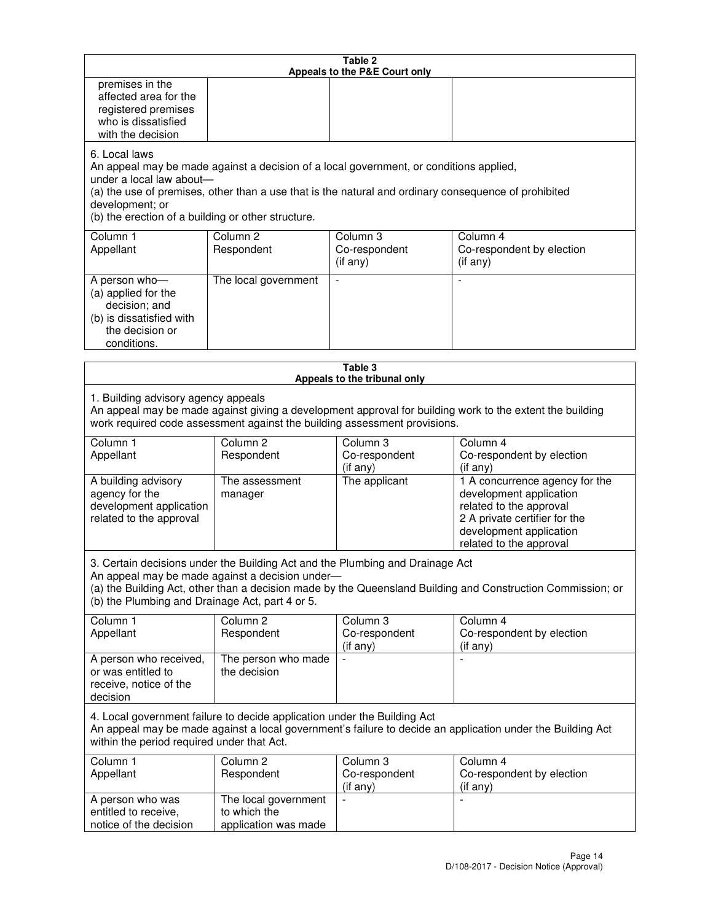| Table 2<br>Appeals to the P&E Court only | | | |
|---|---|---|---|
| premises in the affected area for the registered premises who is dissatisfied with the decision | | | |
| 6. Local laws<br>An appeal may be made against a decision of a local government, or conditions applied, under a local law about—<br>(a) the use of premises, other than a use that is the natural and ordinary consequence of prohibited development; or<br>(b) the erection of a building or other structure. | | | |
| Column 1<br>Appellant | Column 2<br>Respondent | Column 3<br>Co-respondent<br>(if any) | Column 4<br>Co-respondent by election<br>(if any) |
| A person who—<br>(a) applied for the decision; and<br>(b) is dissatisfied with the decision or conditions. | The local government | - | - |

| Table 3<br>Appeals to the tribunal only | | | |
|---|---|---|---|
| 1. Building advisory agency appeals<br>An appeal may be made against giving a development approval for building work to the extent the building work required code assessment against the building assessment provisions. | | | |
| Column 1<br>Appellant | Column 2<br>Respondent | Column 3<br>Co-respondent<br>(if any) | Column 4<br>Co-respondent by election<br>(if any) |
| A building advisory agency for the development application related to the approval | The assessment manager | The applicant | 1 A concurrence agency for the development application related to the approval<br>2 A private certifier for the development application related to the approval |
| 3. Certain decisions under the Building Act and the Plumbing and Drainage Act<br>An appeal may be made against a decision under—<br>(a) the Building Act, other than a decision made by the Queensland Building and Construction Commission; or<br>(b) the Plumbing and Drainage Act, part 4 or 5. | | | |
| Column 1<br>Appellant | Column 2<br>Respondent | Column 3<br>Co-respondent<br>(if any) | Column 4<br>Co-respondent by election<br>(if any) |
| A person who received, or was entitled to receive, notice of the decision | The person who made the decision | - | - |
| 4. Local government failure to decide application under the Building Act<br>An appeal may be made against a local government's failure to decide an application under the Building Act within the period required under that Act. | | | |
| Column 1<br>Appellant | Column 2<br>Respondent | Column 3<br>Co-respondent<br>(if any) | Column 4<br>Co-respondent by election<br>(if any) |
| A person who was entitled to receive, notice of the decision | The local government to which the application was made | - | - |

D/108-2017 - Decision Notice (Approval)